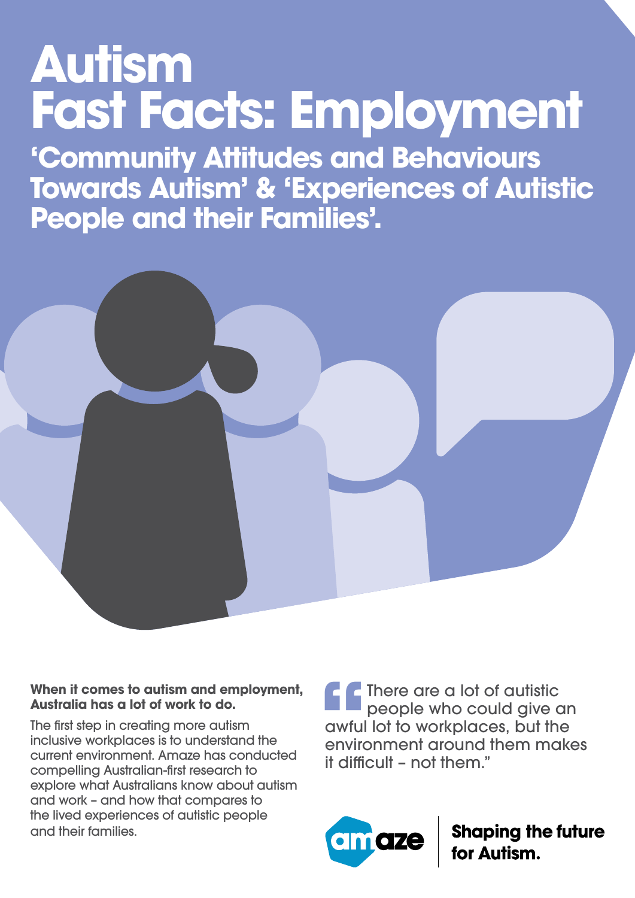# Autism Fast Facts: Employment

## 'Community Attitudes and Behaviours Towards Autism' & 'Experiences of Autistic People and their Families'.

**When it comes to autism and employment, Australia has a lot of work to do.**

The first step in creating more autism inclusive workplaces is to understand the current environment. Amaze has conducted compelling Australian-first research to explore what Australians know about autism and work – and how that compares to the lived experiences of autistic people and their families.

> "There are a lot of autistic people who could give an awful lot to workplaces, but the environment around them makes it difficult – not them."

amaze

**Shaping the future for Autism.**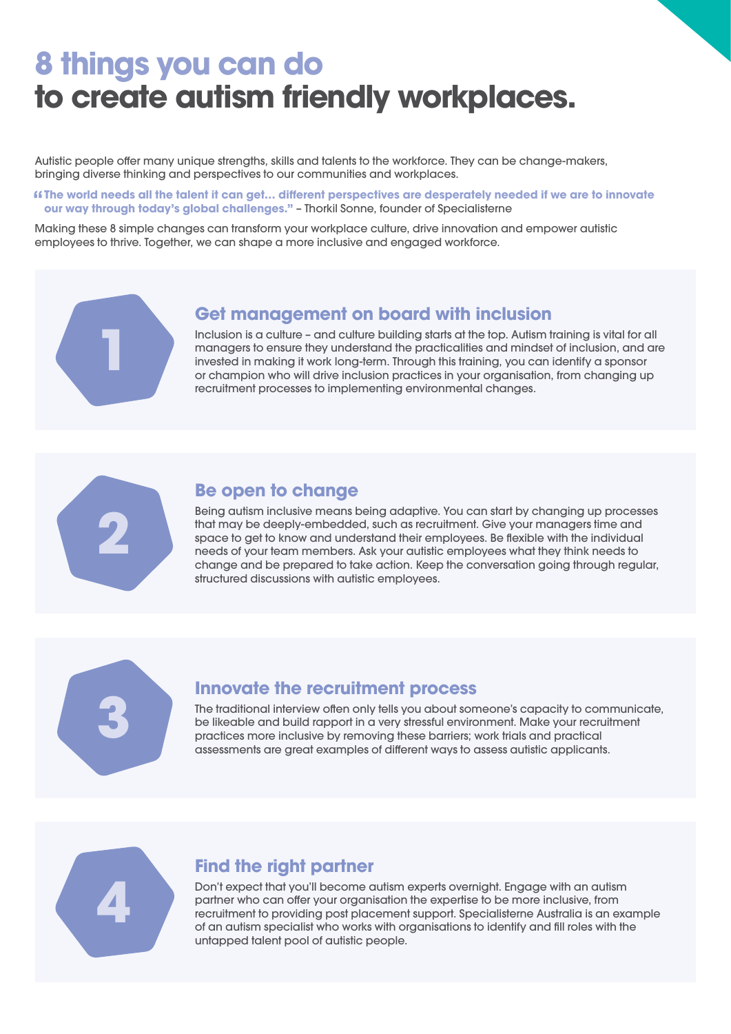# 8 things you can do to create autism friendly workplaces.

Autistic people offer many unique strengths, skills and talents to the workforce. They can be change-makers, bringing diverse thinking and perspectives to our communities and workplaces.

> **"The world needs all the talent it can get… different perspectives are desperately needed if we are to innovate our way through today's global challenges."** – Thorkil Sonne, founder of Specialisterne

Making these 8 simple changes can transform your workplace culture, drive innovation and empower autistic employees to thrive. Together, we can shape a more inclusive and engaged workforce.

## 1 Get management on board with inclusion

Inclusion is a culture – and culture building starts at the top. Autism training is vital for all managers to ensure they understand the practicalities and mindset of inclusion, and are invested in making it work long-term. Through this training, you can identify a sponsor or champion who will drive inclusion practices in your organisation, from changing up recruitment processes to implementing environmental changes.

## 2 Be open to change

Being autism inclusive means being adaptive. You can start by changing up processes that may be deeply-embedded, such as recruitment. Give your managers time and space to get to know and understand their employees. Be flexible with the individual needs of your team members. Ask your autistic employees what they think needs to change and be prepared to take action. Keep the conversation going through regular, structured discussions with autistic employees.

## 3 Innovate the recruitment process

The traditional interview often only tells you about someone's capacity to communicate, be likeable and build rapport in a very stressful environment. Make your recruitment practices more inclusive by removing these barriers; work trials and practical assessments are great examples of different ways to assess autistic applicants.

## 4 Find the right partner

Don't expect that you'll become autism experts overnight. Engage with an autism partner who can offer your organisation the expertise to be more inclusive, from recruitment to providing post placement support. Specialisterne Australia is an example of an autism specialist who works with organisations to identify and fill roles with the untapped talent pool of autistic people.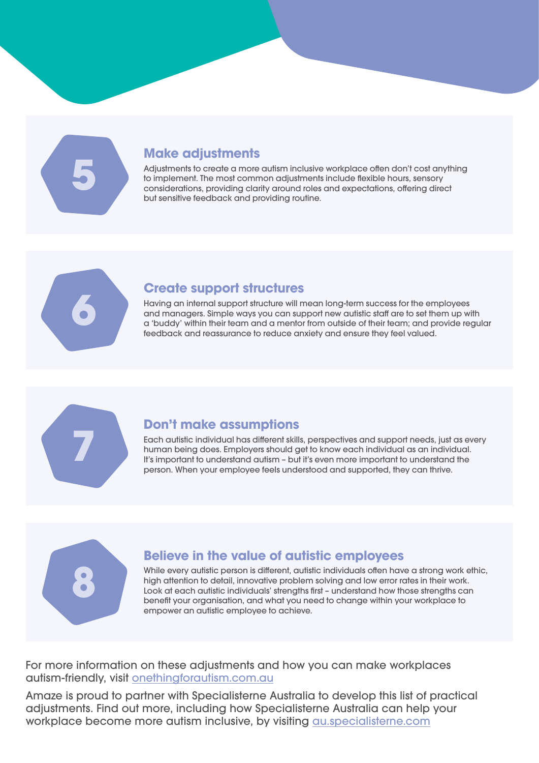## 5 Make adjustments

Adjustments to create a more autism inclusive workplace often don't cost anything to implement. The most common adjustments include flexible hours, sensory considerations, providing clarity around roles and expectations, offering direct but sensitive feedback and providing routine.

## 6 Create support structures

Having an internal support structure will mean long-term success for the employees and managers. Simple ways you can support new autistic staff are to set them up with a 'buddy' within their team and a mentor from outside of their team; and provide regular feedback and reassurance to reduce anxiety and ensure they feel valued.

## 7 Don't make assumptions

Each autistic individual has different skills, perspectives and support needs, just as every human being does. Employers should get to know each individual as an individual. It's important to understand autism – but it's even more important to understand the person. When your employee feels understood and supported, they can thrive.

## 8 Believe in the value of autistic employees

While every autistic person is different, autistic individuals often have a strong work ethic, high attention to detail, innovative problem solving and low error rates in their work. Look at each autistic individuals' strengths first – understand how those strengths can benefit your organisation, and what you need to change within your workplace to empower an autistic employee to achieve.

For more information on these adjustments and how you can make workplaces autism-friendly, visit onethingforautism.com.au

Amaze is proud to partner with Specialisterne Australia to develop this list of practical adjustments. Find out more, including how Specialisterne Australia can help your workplace become more autism inclusive, by visiting au.specialisterne.com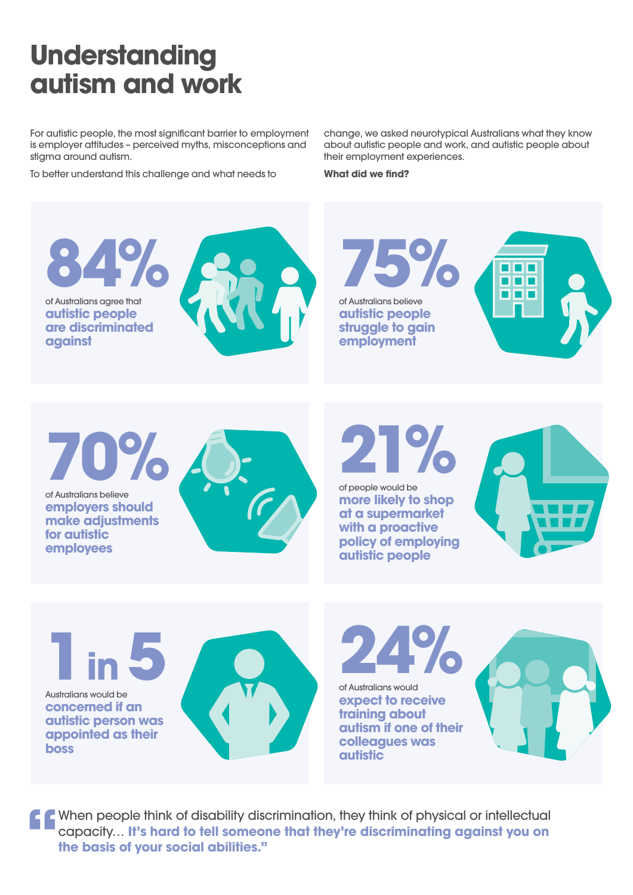# Understanding autism and work

For autistic people, the most significant barrier to employment is employer attitudes – perceived myths, misconceptions and stigma around autism.

To better understand this challenge and what needs to change, we asked neurotypical Australians what they know about autistic people and work, and autistic people about their employment experiences.

**What did we find?**

**84%**

of Australians agree that **autistic people are discriminated against**

**75%**

of Australians believe **autistic people struggle to gain employment**

**70%**

of Australians believe **employers should make adjustments for autistic employees**

**21%**

of people would be **more likely to shop at a supermarket with a proactive policy of employing autistic people**

**1 in 5**

Australians would be **concerned if an autistic person was appointed as their boss**

**24%**

of Australians would **expect to receive training about autism if one of their colleagues was autistic**

> "When people think of disability discrimination, they think of physical or intellectual capacity… **It's hard to tell someone that they're discriminating against you on the basis of your social abilities.**"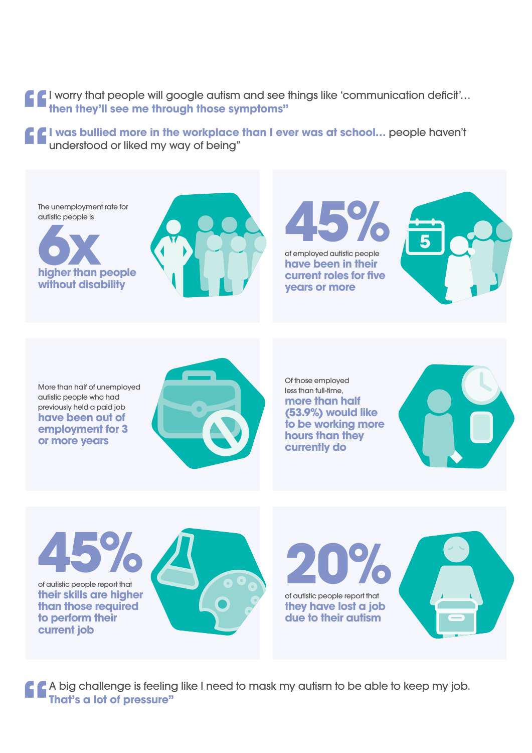> I worry that people will google autism and see things like 'communication deficit'… **then they'll see me through those symptoms"**

> **I was bullied more in the workplace than I ever was at school…** people haven't understood or liked my way of being"

The unemployment rate for autistic people is

**6x**

**higher than people without disability**

**45%**

of employed autistic people **have been in their current roles for five years or more**

More than half of unemployed autistic people who had previously held a paid job **have been out of employment for 3 or more years**

Of those employed less than full-time, **more than half (53.9%) would like to be working more hours than they currently do**

**45%**

of autistic people report that **their skills are higher than those required to perform their current job**

**20%**

of autistic people report that **they have lost a job due to their autism**

> A big challenge is feeling like I need to mask my autism to be able to keep my job. **That's a lot of pressure"**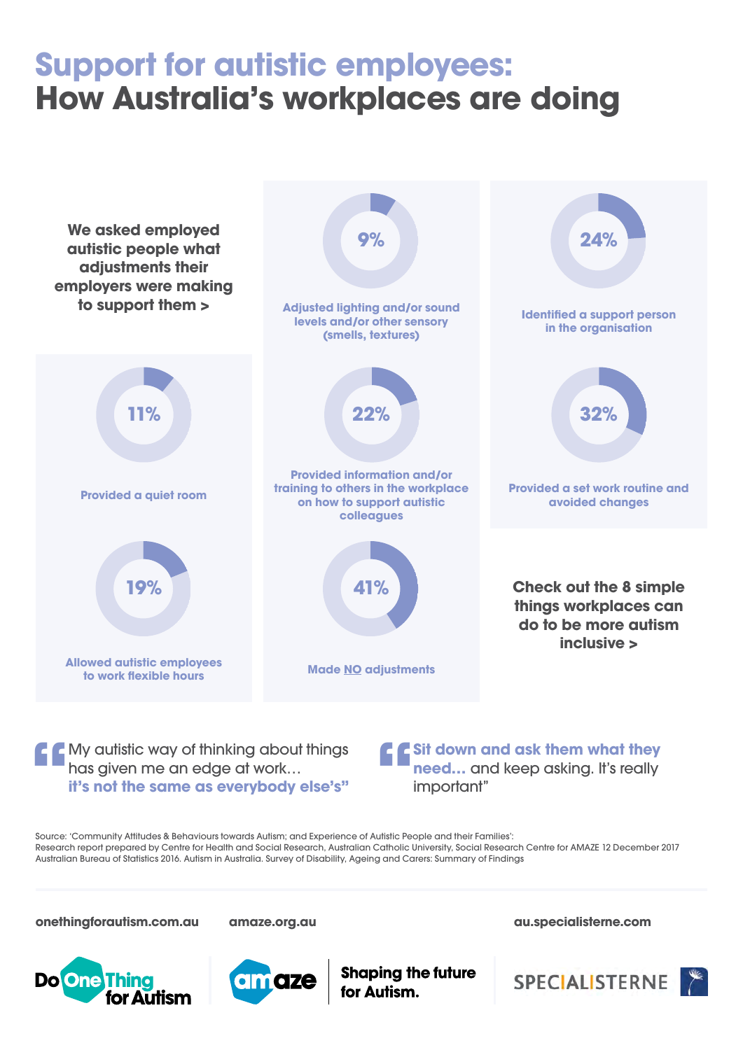# Support for autistic employees: How Australia's workplaces are doing

**We asked employed autistic people what adjustments their employers were making to support them >**

9%
Adjusted lighting and/or sound levels and/or other sensory (smells, textures)

24%
Identified a support person in the organisation

11%
Provided a quiet room

22%
Provided information and/or training to others in the workplace on how to support autistic colleagues

32%
Provided a set work routine and avoided changes

19%
Allowed autistic employees to work flexible hours

41%
Made NO adjustments

**Check out the 8 simple things workplaces can do to be more autism inclusive >**

> "My autistic way of thinking about things has given me an edge at work… **it's not the same as everybody else's**"

> "**Sit down and ask them what they need…** and keep asking. It's really important"

Source: 'Community Attitudes & Behaviours towards Autism; and Experience of Autistic People and their Families': Research report prepared by Centre for Health and Social Research, Australian Catholic University, Social Research Centre for AMAZE 12 December 2017
Australian Bureau of Statistics 2016. Autism in Australia. Survey of Disability, Ageing and Carers: Summary of Findings

onethingforautism.com.au amaze.org.au au.specialisterne.com

Do One Thing for Autism | amaze Shaping the future for Autism. | SPECIALISTERNE